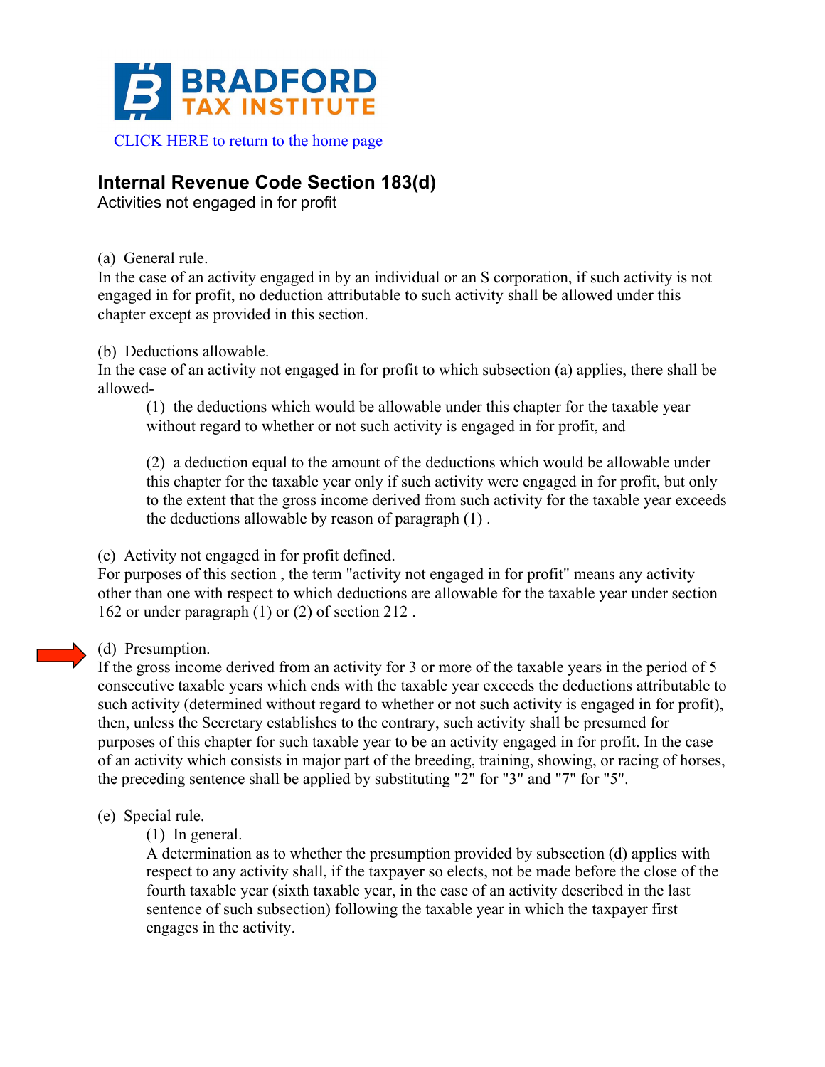BRADFORD TAX INSTITUTE

CLICK HERE to return to the home page

## Internal Revenue Code Section 183(d)

Activities not engaged in for profit

(a) General rule.
In the case of an activity engaged in by an individual or an S corporation, if such activity is not engaged in for profit, no deduction attributable to such activity shall be allowed under this chapter except as provided in this section.

(b) Deductions allowable.
In the case of an activity not engaged in for profit to which subsection (a) applies, there shall be allowed-

> (1) the deductions which would be allowable under this chapter for the taxable year without regard to whether or not such activity is engaged in for profit, and
>
> (2) a deduction equal to the amount of the deductions which would be allowable under this chapter for the taxable year only if such activity were engaged in for profit, but only to the extent that the gross income derived from such activity for the taxable year exceeds the deductions allowable by reason of paragraph (1) .

(c) Activity not engaged in for profit defined.
For purposes of this section , the term "activity not engaged in for profit" means any activity other than one with respect to which deductions are allowable for the taxable year under section 162 or under paragraph (1) or (2) of section 212 .

(d) Presumption.
If the gross income derived from an activity for 3 or more of the taxable years in the period of 5 consecutive taxable years which ends with the taxable year exceeds the deductions attributable to such activity (determined without regard to whether or not such activity is engaged in for profit), then, unless the Secretary establishes to the contrary, such activity shall be presumed for purposes of this chapter for such taxable year to be an activity engaged in for profit. In the case of an activity which consists in major part of the breeding, training, showing, or racing of horses, the preceding sentence shall be applied by substituting "2" for "3" and "7" for "5".

(e) Special rule.

> (1) In general.
> A determination as to whether the presumption provided by subsection (d) applies with respect to any activity shall, if the taxpayer so elects, not be made before the close of the fourth taxable year (sixth taxable year, in the case of an activity described in the last sentence of such subsection) following the taxable year in which the taxpayer first engages in the activity.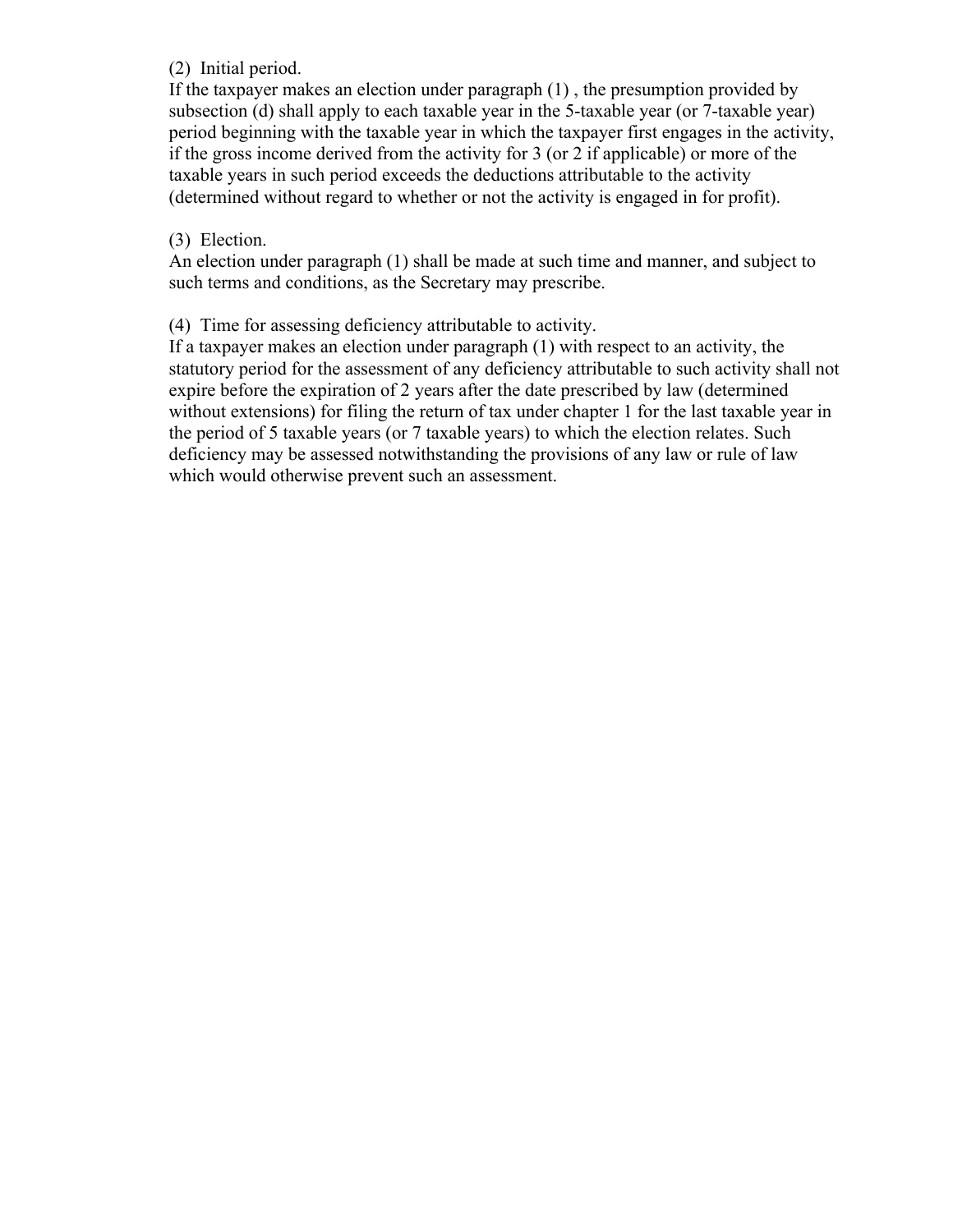(2) Initial period.
If the taxpayer makes an election under paragraph (1) , the presumption provided by subsection (d) shall apply to each taxable year in the 5-taxable year (or 7-taxable year) period beginning with the taxable year in which the taxpayer first engages in the activity, if the gross income derived from the activity for 3 (or 2 if applicable) or more of the taxable years in such period exceeds the deductions attributable to the activity (determined without regard to whether or not the activity is engaged in for profit).

(3) Election.
An election under paragraph (1) shall be made at such time and manner, and subject to such terms and conditions, as the Secretary may prescribe.

(4) Time for assessing deficiency attributable to activity.
If a taxpayer makes an election under paragraph (1) with respect to an activity, the statutory period for the assessment of any deficiency attributable to such activity shall not expire before the expiration of 2 years after the date prescribed by law (determined without extensions) for filing the return of tax under chapter 1 for the last taxable year in the period of 5 taxable years (or 7 taxable years) to which the election relates. Such deficiency may be assessed notwithstanding the provisions of any law or rule of law which would otherwise prevent such an assessment.